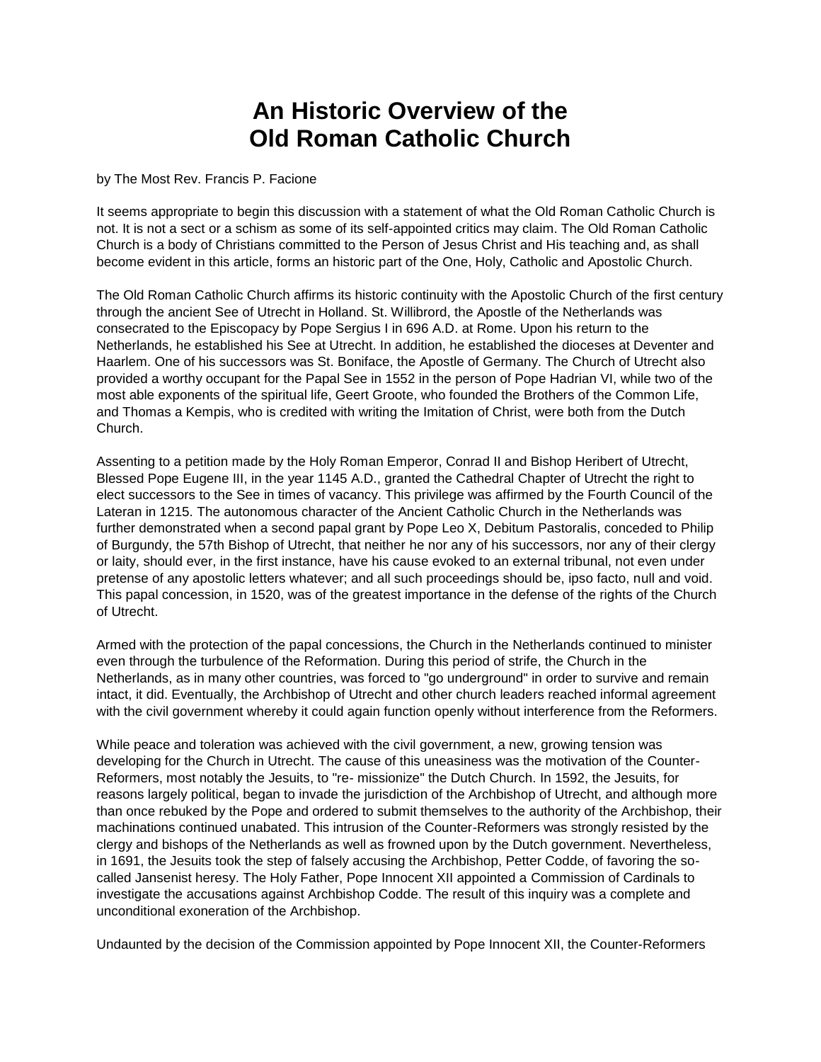# An Historic Overview of the Old Roman Catholic Church

by The Most Rev. Francis P. Facione

It seems appropriate to begin this discussion with a statement of what the Old Roman Catholic Church is not. It is not a sect or a schism as some of its self-appointed critics may claim. The Old Roman Catholic Church is a body of Christians committed to the Person of Jesus Christ and His teaching and, as shall become evident in this article, forms an historic part of the One, Holy, Catholic and Apostolic Church.

The Old Roman Catholic Church affirms its historic continuity with the Apostolic Church of the first century through the ancient See of Utrecht in Holland. St. Willibrord, the Apostle of the Netherlands was consecrated to the Episcopacy by Pope Sergius I in 696 A.D. at Rome. Upon his return to the Netherlands, he established his See at Utrecht. In addition, he established the dioceses at Deventer and Haarlem. One of his successors was St. Boniface, the Apostle of Germany. The Church of Utrecht also provided a worthy occupant for the Papal See in 1552 in the person of Pope Hadrian VI, while two of the most able exponents of the spiritual life, Geert Groote, who founded the Brothers of the Common Life, and Thomas a Kempis, who is credited with writing the Imitation of Christ, were both from the Dutch Church.

Assenting to a petition made by the Holy Roman Emperor, Conrad II and Bishop Heribert of Utrecht, Blessed Pope Eugene III, in the year 1145 A.D., granted the Cathedral Chapter of Utrecht the right to elect successors to the See in times of vacancy. This privilege was affirmed by the Fourth Council of the Lateran in 1215. The autonomous character of the Ancient Catholic Church in the Netherlands was further demonstrated when a second papal grant by Pope Leo X, Debitum Pastoralis, conceded to Philip of Burgundy, the 57th Bishop of Utrecht, that neither he nor any of his successors, nor any of their clergy or laity, should ever, in the first instance, have his cause evoked to an external tribunal, not even under pretense of any apostolic letters whatever; and all such proceedings should be, ipso facto, null and void. This papal concession, in 1520, was of the greatest importance in the defense of the rights of the Church of Utrecht.

Armed with the protection of the papal concessions, the Church in the Netherlands continued to minister even through the turbulence of the Reformation. During this period of strife, the Church in the Netherlands, as in many other countries, was forced to "go underground" in order to survive and remain intact, it did. Eventually, the Archbishop of Utrecht and other church leaders reached informal agreement with the civil government whereby it could again function openly without interference from the Reformers.

While peace and toleration was achieved with the civil government, a new, growing tension was developing for the Church in Utrecht. The cause of this uneasiness was the motivation of the Counter-Reformers, most notably the Jesuits, to "re- missionize" the Dutch Church. In 1592, the Jesuits, for reasons largely political, began to invade the jurisdiction of the Archbishop of Utrecht, and although more than once rebuked by the Pope and ordered to submit themselves to the authority of the Archbishop, their machinations continued unabated. This intrusion of the Counter-Reformers was strongly resisted by the clergy and bishops of the Netherlands as well as frowned upon by the Dutch government. Nevertheless, in 1691, the Jesuits took the step of falsely accusing the Archbishop, Petter Codde, of favoring the so-called Jansenist heresy. The Holy Father, Pope Innocent XII appointed a Commission of Cardinals to investigate the accusations against Archbishop Codde. The result of this inquiry was a complete and unconditional exoneration of the Archbishop.

Undaunted by the decision of the Commission appointed by Pope Innocent XII, the Counter-Reformers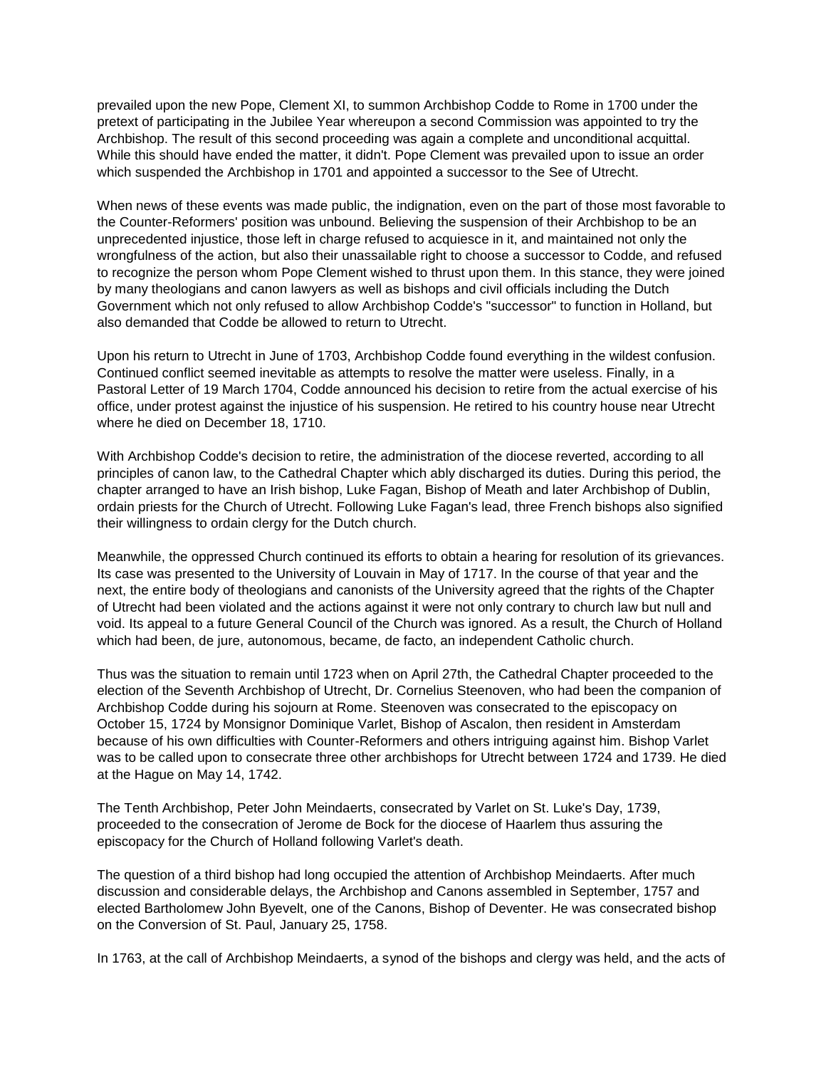prevailed upon the new Pope, Clement XI, to summon Archbishop Codde to Rome in 1700 under the pretext of participating in the Jubilee Year whereupon a second Commission was appointed to try the Archbishop. The result of this second proceeding was again a complete and unconditional acquittal. While this should have ended the matter, it didn't. Pope Clement was prevailed upon to issue an order which suspended the Archbishop in 1701 and appointed a successor to the See of Utrecht.

When news of these events was made public, the indignation, even on the part of those most favorable to the Counter-Reformers' position was unbound. Believing the suspension of their Archbishop to be an unprecedented injustice, those left in charge refused to acquiesce in it, and maintained not only the wrongfulness of the action, but also their unassailable right to choose a successor to Codde, and refused to recognize the person whom Pope Clement wished to thrust upon them. In this stance, they were joined by many theologians and canon lawyers as well as bishops and civil officials including the Dutch Government which not only refused to allow Archbishop Codde's "successor" to function in Holland, but also demanded that Codde be allowed to return to Utrecht.

Upon his return to Utrecht in June of 1703, Archbishop Codde found everything in the wildest confusion. Continued conflict seemed inevitable as attempts to resolve the matter were useless. Finally, in a Pastoral Letter of 19 March 1704, Codde announced his decision to retire from the actual exercise of his office, under protest against the injustice of his suspension. He retired to his country house near Utrecht where he died on December 18, 1710.

With Archbishop Codde's decision to retire, the administration of the diocese reverted, according to all principles of canon law, to the Cathedral Chapter which ably discharged its duties. During this period, the chapter arranged to have an Irish bishop, Luke Fagan, Bishop of Meath and later Archbishop of Dublin, ordain priests for the Church of Utrecht. Following Luke Fagan's lead, three French bishops also signified their willingness to ordain clergy for the Dutch church.

Meanwhile, the oppressed Church continued its efforts to obtain a hearing for resolution of its grievances. Its case was presented to the University of Louvain in May of 1717. In the course of that year and the next, the entire body of theologians and canonists of the University agreed that the rights of the Chapter of Utrecht had been violated and the actions against it were not only contrary to church law but null and void. Its appeal to a future General Council of the Church was ignored. As a result, the Church of Holland which had been, de jure, autonomous, became, de facto, an independent Catholic church.

Thus was the situation to remain until 1723 when on April 27th, the Cathedral Chapter proceeded to the election of the Seventh Archbishop of Utrecht, Dr. Cornelius Steenoven, who had been the companion of Archbishop Codde during his sojourn at Rome. Steenoven was consecrated to the episcopacy on October 15, 1724 by Monsignor Dominique Varlet, Bishop of Ascalon, then resident in Amsterdam because of his own difficulties with Counter-Reformers and others intriguing against him. Bishop Varlet was to be called upon to consecrate three other archbishops for Utrecht between 1724 and 1739. He died at the Hague on May 14, 1742.

The Tenth Archbishop, Peter John Meindaerts, consecrated by Varlet on St. Luke's Day, 1739, proceeded to the consecration of Jerome de Bock for the diocese of Haarlem thus assuring the episcopacy for the Church of Holland following Varlet's death.

The question of a third bishop had long occupied the attention of Archbishop Meindaerts. After much discussion and considerable delays, the Archbishop and Canons assembled in September, 1757 and elected Bartholomew John Byevelt, one of the Canons, Bishop of Deventer. He was consecrated bishop on the Conversion of St. Paul, January 25, 1758.

In 1763, at the call of Archbishop Meindaerts, a synod of the bishops and clergy was held, and the acts of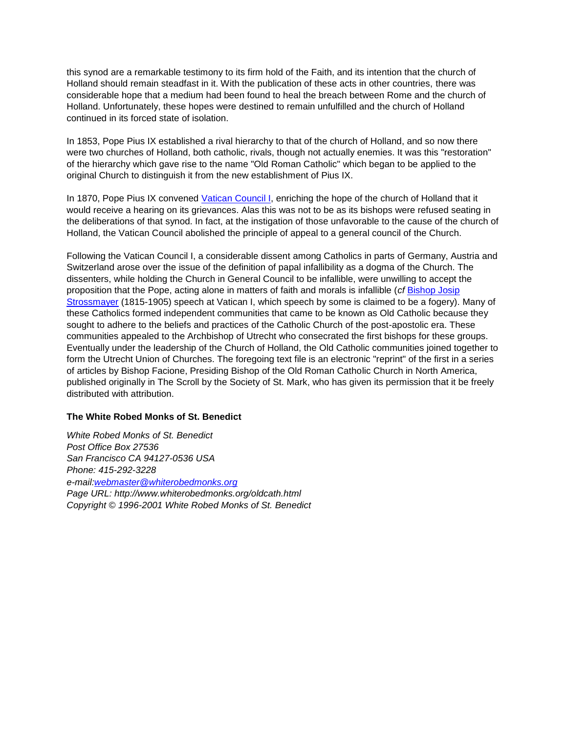this synod are a remarkable testimony to its firm hold of the Faith, and its intention that the church of Holland should remain steadfast in it. With the publication of these acts in other countries, there was considerable hope that a medium had been found to heal the breach between Rome and the church of Holland. Unfortunately, these hopes were destined to remain unfulfilled and the church of Holland continued in its forced state of isolation.

In 1853, Pope Pius IX established a rival hierarchy to that of the church of Holland, and so now there were two churches of Holland, both catholic, rivals, though not actually enemies. It was this "restoration" of the hierarchy which gave rise to the name "Old Roman Catholic" which began to be applied to the original Church to distinguish it from the new establishment of Pius IX.

In 1870, Pope Pius IX convened Vatican Council I, enriching the hope of the church of Holland that it would receive a hearing on its grievances. Alas this was not to be as its bishops were refused seating in the deliberations of that synod. In fact, at the instigation of those unfavorable to the cause of the church of Holland, the Vatican Council abolished the principle of appeal to a general council of the Church.

Following the Vatican Council I, a considerable dissent among Catholics in parts of Germany, Austria and Switzerland arose over the issue of the definition of papal infallibility as a dogma of the Church. The dissenters, while holding the Church in General Council to be infallible, were unwilling to accept the proposition that the Pope, acting alone in matters of faith and morals is infallible (*cf* Bishop Josip Strossmayer (1815-1905) speech at Vatican I, which speech by some is claimed to be a fogery). Many of these Catholics formed independent communities that came to be known as Old Catholic because they sought to adhere to the beliefs and practices of the Catholic Church of the post-apostolic era. These communities appealed to the Archbishop of Utrecht who consecrated the first bishops for these groups. Eventually under the leadership of the Church of Holland, the Old Catholic communities joined together to form the Utrecht Union of Churches. The foregoing text file is an electronic "reprint" of the first in a series of articles by Bishop Facione, Presiding Bishop of the Old Roman Catholic Church in North America, published originally in The Scroll by the Society of St. Mark, who has given its permission that it be freely distributed with attribution.

**The White Robed Monks of St. Benedict**

*White Robed Monks of St. Benedict*
*Post Office Box 27536*
*San Francisco CA 94127-0536 USA*
*Phone: 415-292-3228*
*e-mail:webmaster@whiterobedmonks.org*
*Page URL: http://www.whiterobedmonks.org/oldcath.html*
*Copyright © 1996-2001 White Robed Monks of St. Benedict*